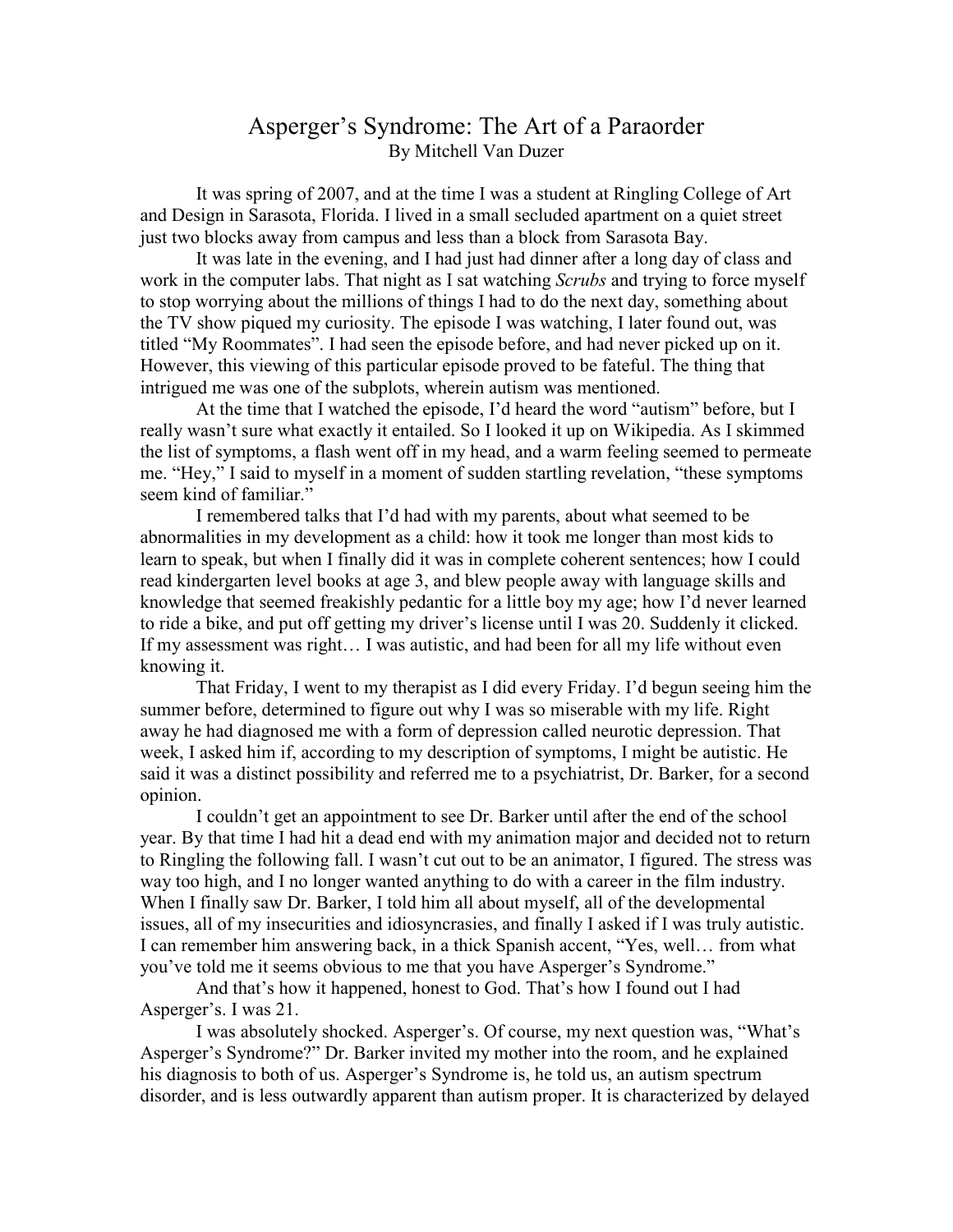# Asperger's Syndrome: The Art of a Paraorder

By Mitchell Van Duzer

It was spring of 2007, and at the time I was a student at Ringling College of Art and Design in Sarasota, Florida. I lived in a small secluded apartment on a quiet street just two blocks away from campus and less than a block from Sarasota Bay.

It was late in the evening, and I had just had dinner after a long day of class and work in the computer labs. That night as I sat watching *Scrubs* and trying to force myself to stop worrying about the millions of things I had to do the next day, something about the TV show piqued my curiosity. The episode I was watching, I later found out, was titled "My Roommates". I had seen the episode before, and had never picked up on it. However, this viewing of this particular episode proved to be fateful. The thing that intrigued me was one of the subplots, wherein autism was mentioned.

At the time that I watched the episode, I'd heard the word "autism" before, but I really wasn't sure what exactly it entailed. So I looked it up on Wikipedia. As I skimmed the list of symptoms, a flash went off in my head, and a warm feeling seemed to permeate me. "Hey," I said to myself in a moment of sudden startling revelation, "these symptoms seem kind of familiar."

I remembered talks that I'd had with my parents, about what seemed to be abnormalities in my development as a child: how it took me longer than most kids to learn to speak, but when I finally did it was in complete coherent sentences; how I could read kindergarten level books at age 3, and blew people away with language skills and knowledge that seemed freakishly pedantic for a little boy my age; how I'd never learned to ride a bike, and put off getting my driver's license until I was 20. Suddenly it clicked. If my assessment was right… I was autistic, and had been for all my life without even knowing it.

That Friday, I went to my therapist as I did every Friday. I'd begun seeing him the summer before, determined to figure out why I was so miserable with my life. Right away he had diagnosed me with a form of depression called neurotic depression. That week, I asked him if, according to my description of symptoms, I might be autistic. He said it was a distinct possibility and referred me to a psychiatrist, Dr. Barker, for a second opinion.

I couldn't get an appointment to see Dr. Barker until after the end of the school year. By that time I had hit a dead end with my animation major and decided not to return to Ringling the following fall. I wasn't cut out to be an animator, I figured. The stress was way too high, and I no longer wanted anything to do with a career in the film industry. When I finally saw Dr. Barker, I told him all about myself, all of the developmental issues, all of my insecurities and idiosyncrasies, and finally I asked if I was truly autistic. I can remember him answering back, in a thick Spanish accent, "Yes, well… from what you've told me it seems obvious to me that you have Asperger's Syndrome."

And that's how it happened, honest to God. That's how I found out I had Asperger's. I was 21.

I was absolutely shocked. Asperger's. Of course, my next question was, "What's Asperger's Syndrome?" Dr. Barker invited my mother into the room, and he explained his diagnosis to both of us. Asperger's Syndrome is, he told us, an autism spectrum disorder, and is less outwardly apparent than autism proper. It is characterized by delayed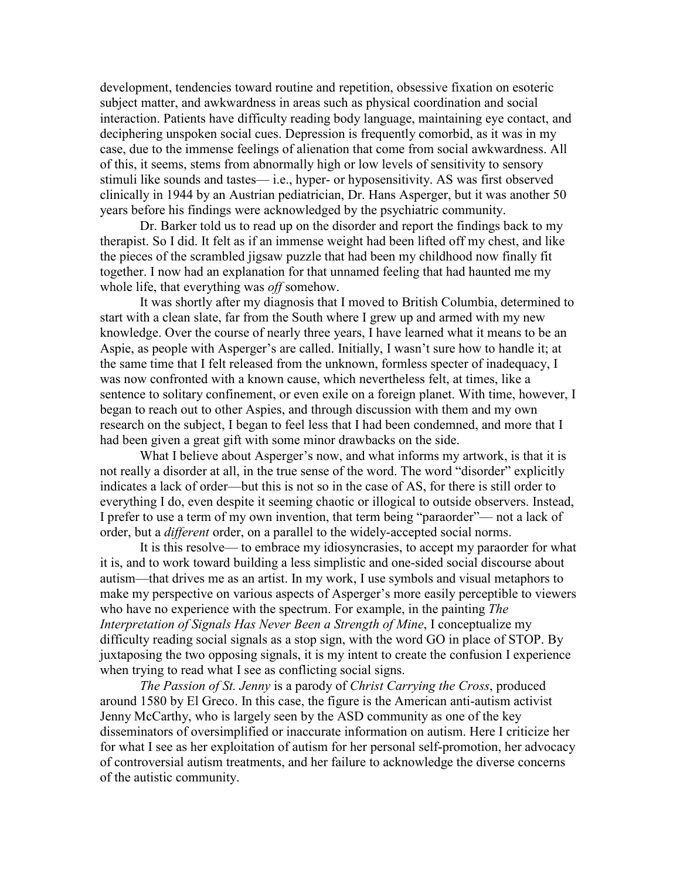development, tendencies toward routine and repetition, obsessive fixation on esoteric subject matter, and awkwardness in areas such as physical coordination and social interaction. Patients have difficulty reading body language, maintaining eye contact, and deciphering unspoken social cues. Depression is frequently comorbid, as it was in my case, due to the immense feelings of alienation that come from social awkwardness. All of this, it seems, stems from abnormally high or low levels of sensitivity to sensory stimuli like sounds and tastes— i.e., hyper- or hyposensitivity. AS was first observed clinically in 1944 by an Austrian pediatrician, Dr. Hans Asperger, but it was another 50 years before his findings were acknowledged by the psychiatric community.

Dr. Barker told us to read up on the disorder and report the findings back to my therapist. So I did. It felt as if an immense weight had been lifted off my chest, and like the pieces of the scrambled jigsaw puzzle that had been my childhood now finally fit together. I now had an explanation for that unnamed feeling that had haunted me my whole life, that everything was *off* somehow.

It was shortly after my diagnosis that I moved to British Columbia, determined to start with a clean slate, far from the South where I grew up and armed with my new knowledge. Over the course of nearly three years, I have learned what it means to be an Aspie, as people with Asperger's are called. Initially, I wasn't sure how to handle it; at the same time that I felt released from the unknown, formless specter of inadequacy, I was now confronted with a known cause, which nevertheless felt, at times, like a sentence to solitary confinement, or even exile on a foreign planet. With time, however, I began to reach out to other Aspies, and through discussion with them and my own research on the subject, I began to feel less that I had been condemned, and more that I had been given a great gift with some minor drawbacks on the side.

What I believe about Asperger's now, and what informs my artwork, is that it is not really a disorder at all, in the true sense of the word. The word "disorder" explicitly indicates a lack of order—but this is not so in the case of AS, for there is still order to everything I do, even despite it seeming chaotic or illogical to outside observers. Instead, I prefer to use a term of my own invention, that term being "paraorder"— not a lack of order, but a *different* order, on a parallel to the widely-accepted social norms.

It is this resolve— to embrace my idiosyncrasies, to accept my paraorder for what it is, and to work toward building a less simplistic and one-sided social discourse about autism—that drives me as an artist. In my work, I use symbols and visual metaphors to make my perspective on various aspects of Asperger's more easily perceptible to viewers who have no experience with the spectrum. For example, in the painting *The Interpretation of Signals Has Never Been a Strength of Mine*, I conceptualize my difficulty reading social signals as a stop sign, with the word GO in place of STOP. By juxtaposing the two opposing signals, it is my intent to create the confusion I experience when trying to read what I see as conflicting social signs.

*The Passion of St. Jenny* is a parody of *Christ Carrying the Cross*, produced around 1580 by El Greco. In this case, the figure is the American anti-autism activist Jenny McCarthy, who is largely seen by the ASD community as one of the key disseminators of oversimplified or inaccurate information on autism. Here I criticize her for what I see as her exploitation of autism for her personal self-promotion, her advocacy of controversial autism treatments, and her failure to acknowledge the diverse concerns of the autistic community.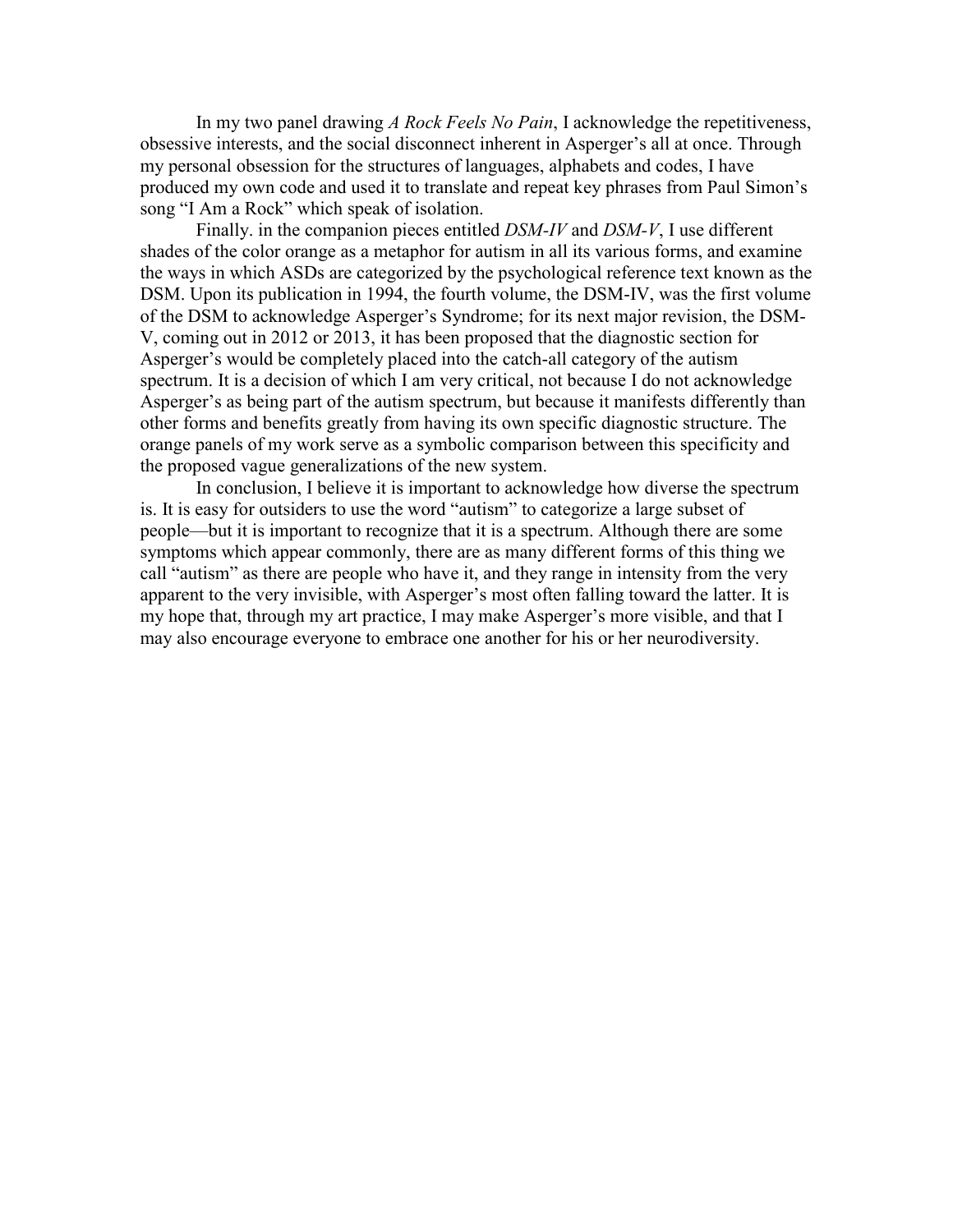In my two panel drawing *A Rock Feels No Pain*, I acknowledge the repetitiveness, obsessive interests, and the social disconnect inherent in Asperger's all at once. Through my personal obsession for the structures of languages, alphabets and codes, I have produced my own code and used it to translate and repeat key phrases from Paul Simon's song "I Am a Rock" which speak of isolation.

Finally. in the companion pieces entitled *DSM-IV* and *DSM-V*, I use different shades of the color orange as a metaphor for autism in all its various forms, and examine the ways in which ASDs are categorized by the psychological reference text known as the DSM. Upon its publication in 1994, the fourth volume, the DSM-IV, was the first volume of the DSM to acknowledge Asperger's Syndrome; for its next major revision, the DSM-V, coming out in 2012 or 2013, it has been proposed that the diagnostic section for Asperger's would be completely placed into the catch-all category of the autism spectrum. It is a decision of which I am very critical, not because I do not acknowledge Asperger's as being part of the autism spectrum, but because it manifests differently than other forms and benefits greatly from having its own specific diagnostic structure. The orange panels of my work serve as a symbolic comparison between this specificity and the proposed vague generalizations of the new system.

In conclusion, I believe it is important to acknowledge how diverse the spectrum is. It is easy for outsiders to use the word "autism" to categorize a large subset of people—but it is important to recognize that it is a spectrum. Although there are some symptoms which appear commonly, there are as many different forms of this thing we call "autism" as there are people who have it, and they range in intensity from the very apparent to the very invisible, with Asperger's most often falling toward the latter. It is my hope that, through my art practice, I may make Asperger's more visible, and that I may also encourage everyone to embrace one another for his or her neurodiversity.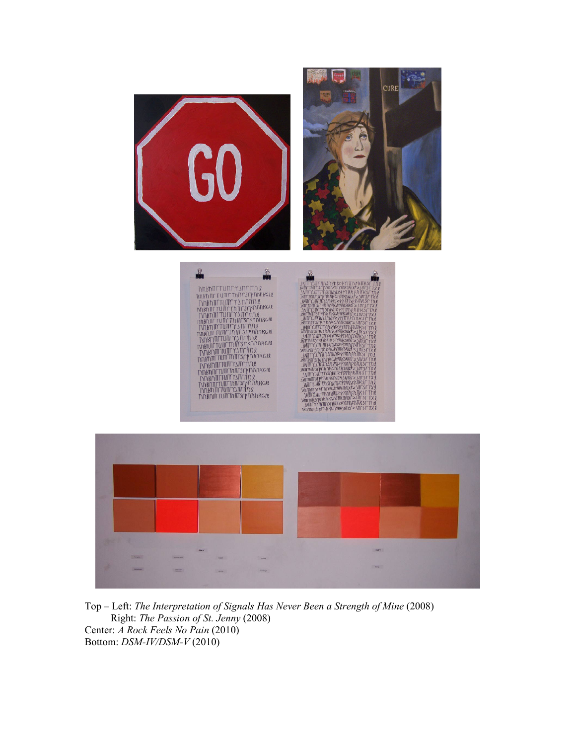Top – Left: *The Interpretation of Signals Has Never Been a Strength of Mine* (2008)
Right: *The Passion of St. Jenny* (2008)
Center: *A Rock Feels No Pain* (2010)
Bottom: *DSM-IV/DSM-V* (2010)